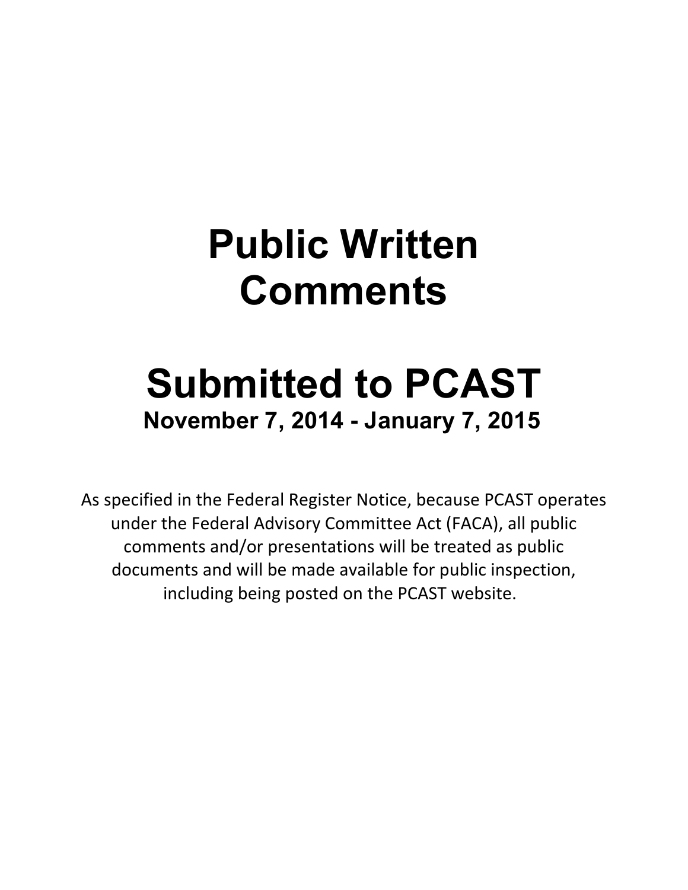# Public Written Comments

# Submitted to PCAST

### November 7, 2014 - January 7, 2015

As specified in the Federal Register Notice, because PCAST operates under the Federal Advisory Committee Act (FACA), all public comments and/or presentations will be treated as public documents and will be made available for public inspection, including being posted on the PCAST website.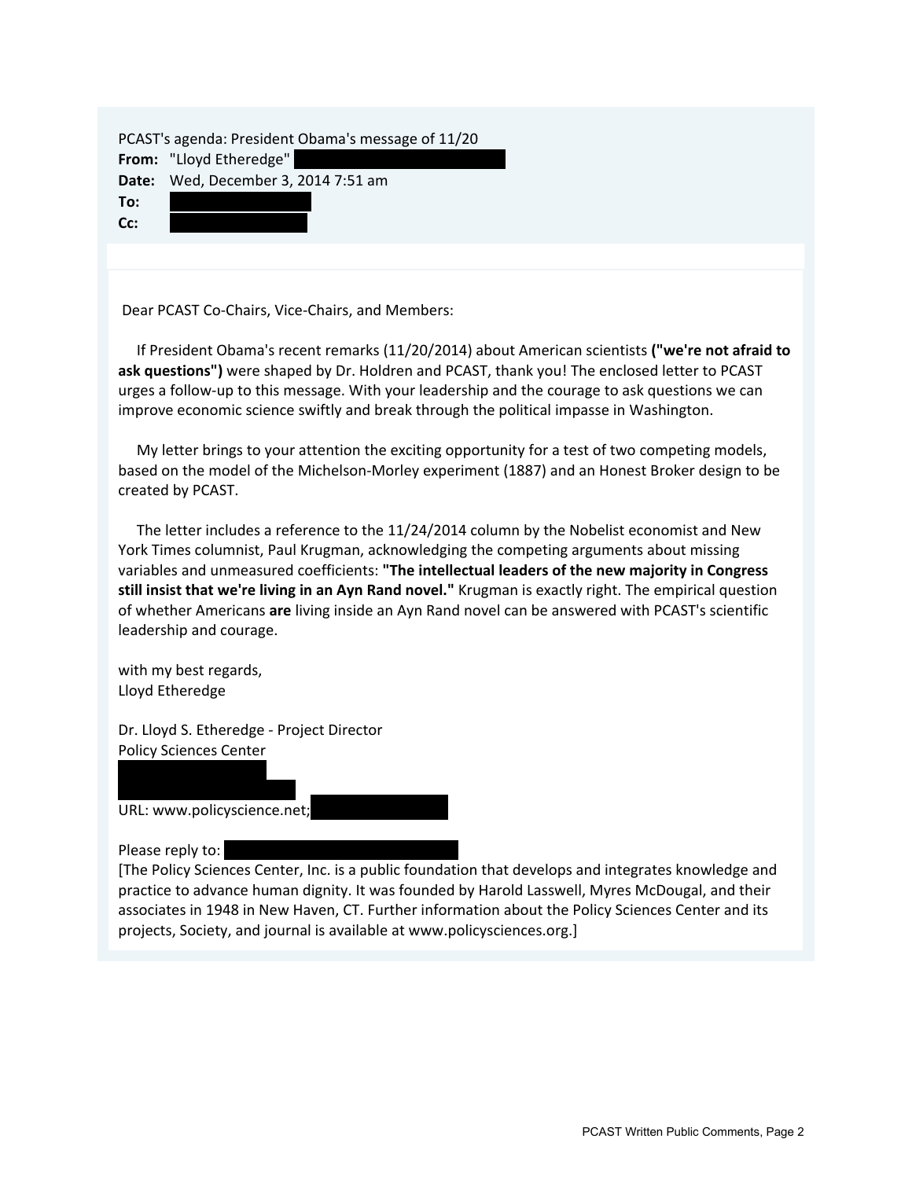PCAST's agenda: President Obama's message of 11/20

**From:** "Lloyd Etheredge"

**Date:** Wed, December 3, 2014 7:51 am

**To:**

**Cc:**

Dear PCAST Co-Chairs, Vice-Chairs, and Members:

If President Obama's recent remarks (11/20/2014) about American scientists **("we're not afraid to ask questions")** were shaped by Dr. Holdren and PCAST, thank you! The enclosed letter to PCAST urges a follow-up to this message. With your leadership and the courage to ask questions we can improve economic science swiftly and break through the political impasse in Washington.

My letter brings to your attention the exciting opportunity for a test of two competing models, based on the model of the Michelson-Morley experiment (1887) and an Honest Broker design to be created by PCAST.

The letter includes a reference to the 11/24/2014 column by the Nobelist economist and New York Times columnist, Paul Krugman, acknowledging the competing arguments about missing variables and unmeasured coefficients: **"The intellectual leaders of the new majority in Congress still insist that we're living in an Ayn Rand novel."** Krugman is exactly right. The empirical question of whether Americans **are** living inside an Ayn Rand novel can be answered with PCAST's scientific leadership and courage.

with my best regards,
Lloyd Etheredge

Dr. Lloyd S. Etheredge - Project Director
Policy Sciences Center

URL: www.policyscience.net;

Please reply to:

[The Policy Sciences Center, Inc. is a public foundation that develops and integrates knowledge and practice to advance human dignity. It was founded by Harold Lasswell, Myres McDougal, and their associates in 1948 in New Haven, CT. Further information about the Policy Sciences Center and its projects, Society, and journal is available at www.policysciences.org.]